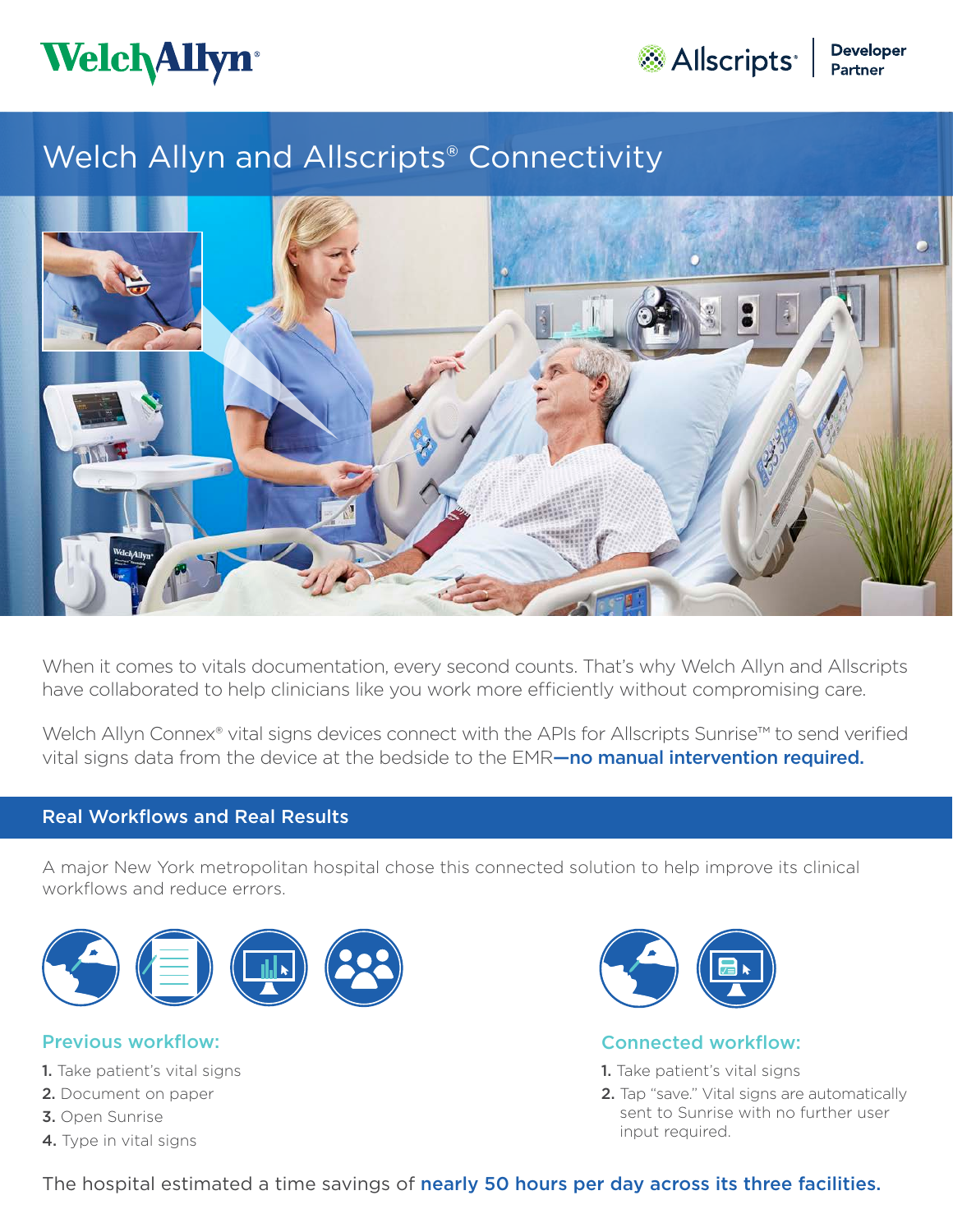Welch Allyn

Allscripts | Developer Partner

# Welch Allyn and Allscripts® Connectivity

When it comes to vitals documentation, every second counts. That's why Welch Allyn and Allscripts have collaborated to help clinicians like you work more efficiently without compromising care.

Welch Allyn Connex® vital signs devices connect with the APIs for Allscripts Sunrise™ to send verified vital signs data from the device at the bedside to the EMR**—no manual intervention required.**

## Real Workflows and Real Results

A major New York metropolitan hospital chose this connected solution to help improve its clinical workflows and reduce errors.

### Previous workflow:

1. Take patient's vital signs
2. Document on paper
3. Open Sunrise
4. Type in vital signs

### Connected workflow:

1. Take patient's vital signs
2. Tap "save." Vital signs are automatically sent to Sunrise with no further user input required.

The hospital estimated a time savings of **nearly 50 hours per day across its three facilities.**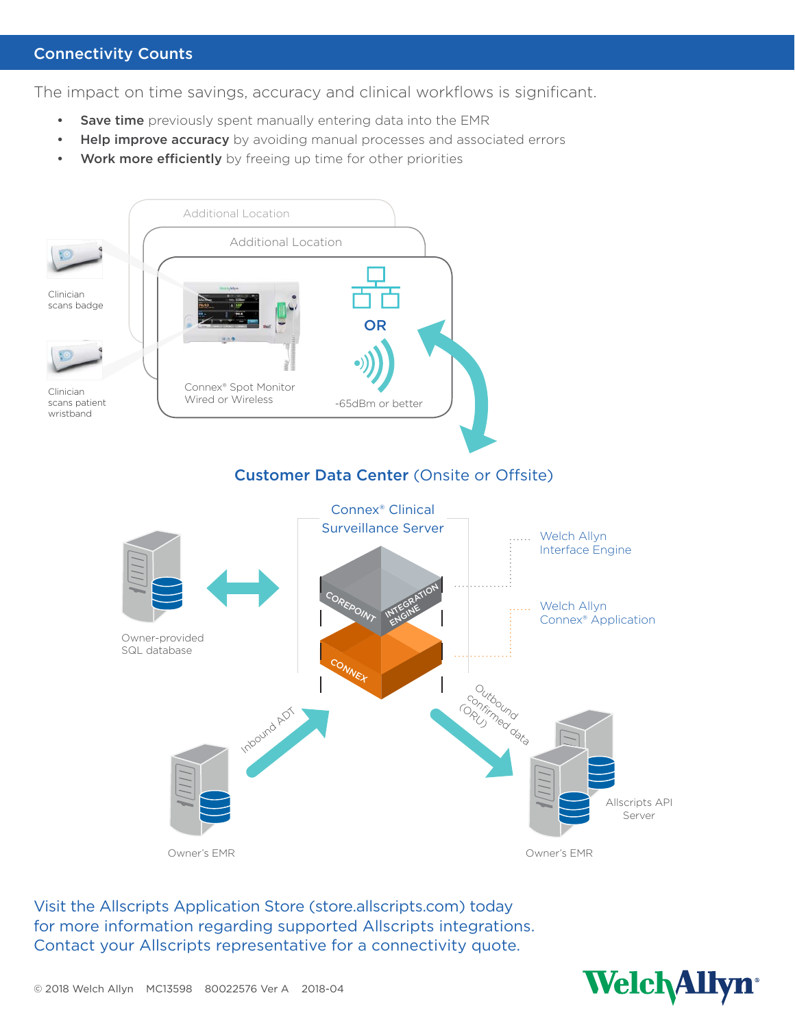## Connectivity Counts

The impact on time savings, accuracy and clinical workflows is significant.

- **Save time** previously spent manually entering data into the EMR
- **Help improve accuracy** by avoiding manual processes and associated errors
- **Work more efficiently** by freeing up time for other priorities

Additional Location

Additional Location

Clinician scans badge

Clinician scans patient wristband

Connex® Spot Monitor
Wired or Wireless

OR

-65dBm or better

**Customer Data Center** (Onsite or Offsite)

Connex® Clinical Surveillance Server

COREPOINT INTEGRATION ENGINE

CONNEX

Owner-provided SQL database

Welch Allyn Interface Engine

Welch Allyn Connex® Application

Inbound ADT

Outbound confirmed data (ORU)

Owner's EMR

Allscripts API Server

Owner's EMR

Visit the Allscripts Application Store (store.allscripts.com) today for more information regarding supported Allscripts integrations. Contact your Allscripts representative for a connectivity quote.

© 2018 Welch Allyn MC13598 80022576 Ver A 2018-04

Welch Allyn®